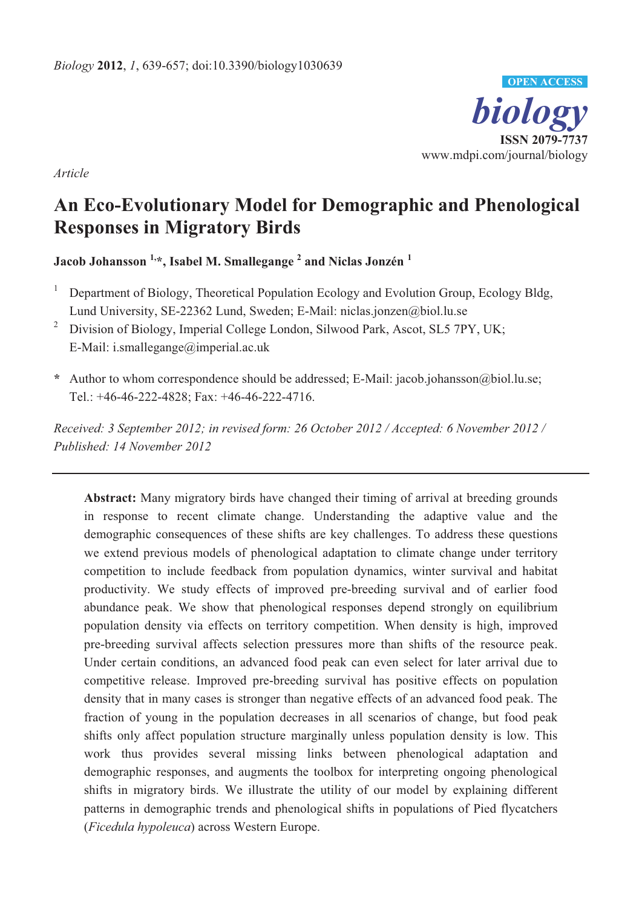*Article*

# An Eco-Evolutionary Model for Demographic and Phenological Responses in Migratory Birds

**Jacob Johansson [1,*], Isabel M. Smallegange [2] and Niclas Jonzén [1]**

[1] Department of Biology, Theoretical Population Ecology and Evolution Group, Ecology Bldg, Lund University, SE-22362 Lund, Sweden; E-Mail: niclas.jonzen@biol.lu.se

[2] Division of Biology, Imperial College London, Silwood Park, Ascot, SL5 7PY, UK; E-Mail: i.smallegange@imperial.ac.uk

* Author to whom correspondence should be addressed; E-Mail: jacob.johansson@biol.lu.se; Tel.: +46-46-222-4828; Fax: +46-46-222-4716.

*Received: 3 September 2012; in revised form: 26 October 2012 / Accepted: 6 November 2012 / Published: 14 November 2012*

---

**Abstract:** Many migratory birds have changed their timing of arrival at breeding grounds in response to recent climate change. Understanding the adaptive value and the demographic consequences of these shifts are key challenges. To address these questions we extend previous models of phenological adaptation to climate change under territory competition to include feedback from population dynamics, winter survival and habitat productivity. We study effects of improved pre-breeding survival and of earlier food abundance peak. We show that phenological responses depend strongly on equilibrium population density via effects on territory competition. When density is high, improved pre-breeding survival affects selection pressures more than shifts of the resource peak. Under certain conditions, an advanced food peak can even select for later arrival due to competitive release. Improved pre-breeding survival has positive effects on population density that in many cases is stronger than negative effects of an advanced food peak. The fraction of young in the population decreases in all scenarios of change, but food peak shifts only affect population structure marginally unless population density is low. This work thus provides several missing links between phenological adaptation and demographic responses, and augments the toolbox for interpreting ongoing phenological shifts in migratory birds. We illustrate the utility of our model by explaining different patterns in demographic trends and phenological shifts in populations of Pied flycatchers (*Ficedula hypoleuca*) across Western Europe.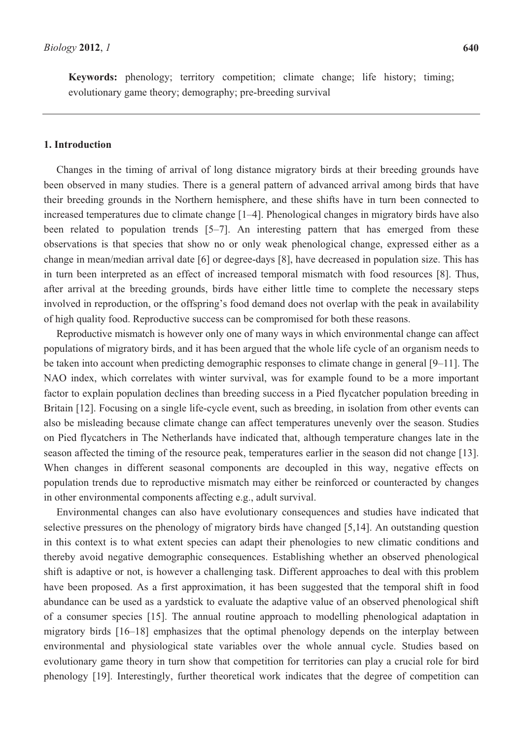**Keywords:** phenology; territory competition; climate change; life history; timing; evolutionary game theory; demography; pre-breeding survival

## 1. Introduction

Changes in the timing of arrival of long distance migratory birds at their breeding grounds have been observed in many studies. There is a general pattern of advanced arrival among birds that have their breeding grounds in the Northern hemisphere, and these shifts have in turn been connected to increased temperatures due to climate change [1–4]. Phenological changes in migratory birds have also been related to population trends [5–7]. An interesting pattern that has emerged from these observations is that species that show no or only weak phenological change, expressed either as a change in mean/median arrival date [6] or degree-days [8], have decreased in population size. This has in turn been interpreted as an effect of increased temporal mismatch with food resources [8]. Thus, after arrival at the breeding grounds, birds have either little time to complete the necessary steps involved in reproduction, or the offspring's food demand does not overlap with the peak in availability of high quality food. Reproductive success can be compromised for both these reasons.

Reproductive mismatch is however only one of many ways in which environmental change can affect populations of migratory birds, and it has been argued that the whole life cycle of an organism needs to be taken into account when predicting demographic responses to climate change in general [9–11]. The NAO index, which correlates with winter survival, was for example found to be a more important factor to explain population declines than breeding success in a Pied flycatcher population breeding in Britain [12]. Focusing on a single life-cycle event, such as breeding, in isolation from other events can also be misleading because climate change can affect temperatures unevenly over the season. Studies on Pied flycatchers in The Netherlands have indicated that, although temperature changes late in the season affected the timing of the resource peak, temperatures earlier in the season did not change [13]. When changes in different seasonal components are decoupled in this way, negative effects on population trends due to reproductive mismatch may either be reinforced or counteracted by changes in other environmental components affecting e.g., adult survival.

Environmental changes can also have evolutionary consequences and studies have indicated that selective pressures on the phenology of migratory birds have changed [5,14]. An outstanding question in this context is to what extent species can adapt their phenologies to new climatic conditions and thereby avoid negative demographic consequences. Establishing whether an observed phenological shift is adaptive or not, is however a challenging task. Different approaches to deal with this problem have been proposed. As a first approximation, it has been suggested that the temporal shift in food abundance can be used as a yardstick to evaluate the adaptive value of an observed phenological shift of a consumer species [15]. The annual routine approach to modelling phenological adaptation in migratory birds [16–18] emphasizes that the optimal phenology depends on the interplay between environmental and physiological state variables over the whole annual cycle. Studies based on evolutionary game theory in turn show that competition for territories can play a crucial role for bird phenology [19]. Interestingly, further theoretical work indicates that the degree of competition can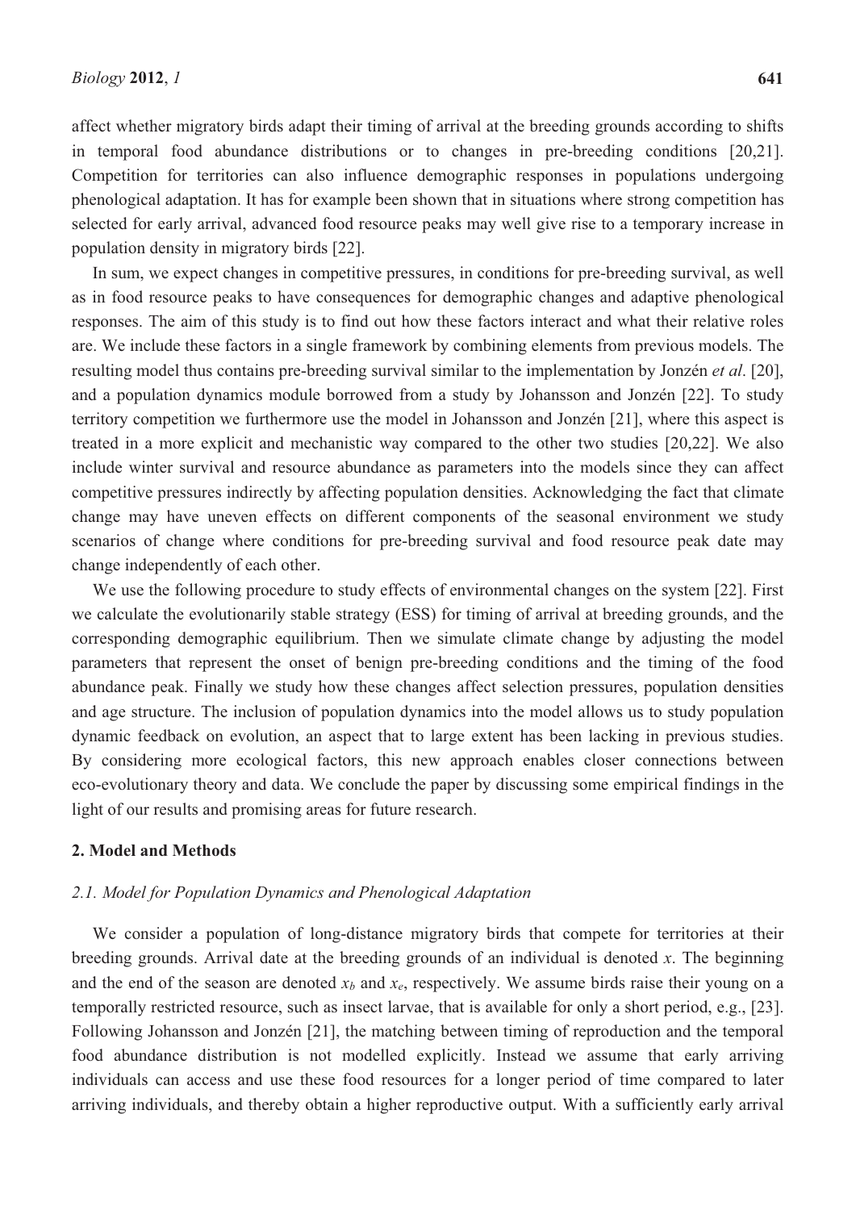affect whether migratory birds adapt their timing of arrival at the breeding grounds according to shifts in temporal food abundance distributions or to changes in pre-breeding conditions [20,21]. Competition for territories can also influence demographic responses in populations undergoing phenological adaptation. It has for example been shown that in situations where strong competition has selected for early arrival, advanced food resource peaks may well give rise to a temporary increase in population density in migratory birds [22].

In sum, we expect changes in competitive pressures, in conditions for pre-breeding survival, as well as in food resource peaks to have consequences for demographic changes and adaptive phenological responses. The aim of this study is to find out how these factors interact and what their relative roles are. We include these factors in a single framework by combining elements from previous models. The resulting model thus contains pre-breeding survival similar to the implementation by Jonzén *et al*. [20], and a population dynamics module borrowed from a study by Johansson and Jonzén [22]. To study territory competition we furthermore use the model in Johansson and Jonzén [21], where this aspect is treated in a more explicit and mechanistic way compared to the other two studies [20,22]. We also include winter survival and resource abundance as parameters into the models since they can affect competitive pressures indirectly by affecting population densities. Acknowledging the fact that climate change may have uneven effects on different components of the seasonal environment we study scenarios of change where conditions for pre-breeding survival and food resource peak date may change independently of each other.

We use the following procedure to study effects of environmental changes on the system [22]. First we calculate the evolutionarily stable strategy (ESS) for timing of arrival at breeding grounds, and the corresponding demographic equilibrium. Then we simulate climate change by adjusting the model parameters that represent the onset of benign pre-breeding conditions and the timing of the food abundance peak. Finally we study how these changes affect selection pressures, population densities and age structure. The inclusion of population dynamics into the model allows us to study population dynamic feedback on evolution, an aspect that to large extent has been lacking in previous studies. By considering more ecological factors, this new approach enables closer connections between eco-evolutionary theory and data. We conclude the paper by discussing some empirical findings in the light of our results and promising areas for future research.

## 2. Model and Methods

### *2.1. Model for Population Dynamics and Phenological Adaptation*

We consider a population of long-distance migratory birds that compete for territories at their breeding grounds. Arrival date at the breeding grounds of an individual is denoted $x$. The beginning and the end of the season are denoted $x_b$ and $x_e$, respectively. We assume birds raise their young on a temporally restricted resource, such as insect larvae, that is available for only a short period, e.g., [23]. Following Johansson and Jonzén [21], the matching between timing of reproduction and the temporal food abundance distribution is not modelled explicitly. Instead we assume that early arriving individuals can access and use these food resources for a longer period of time compared to later arriving individuals, and thereby obtain a higher reproductive output. With a sufficiently early arrival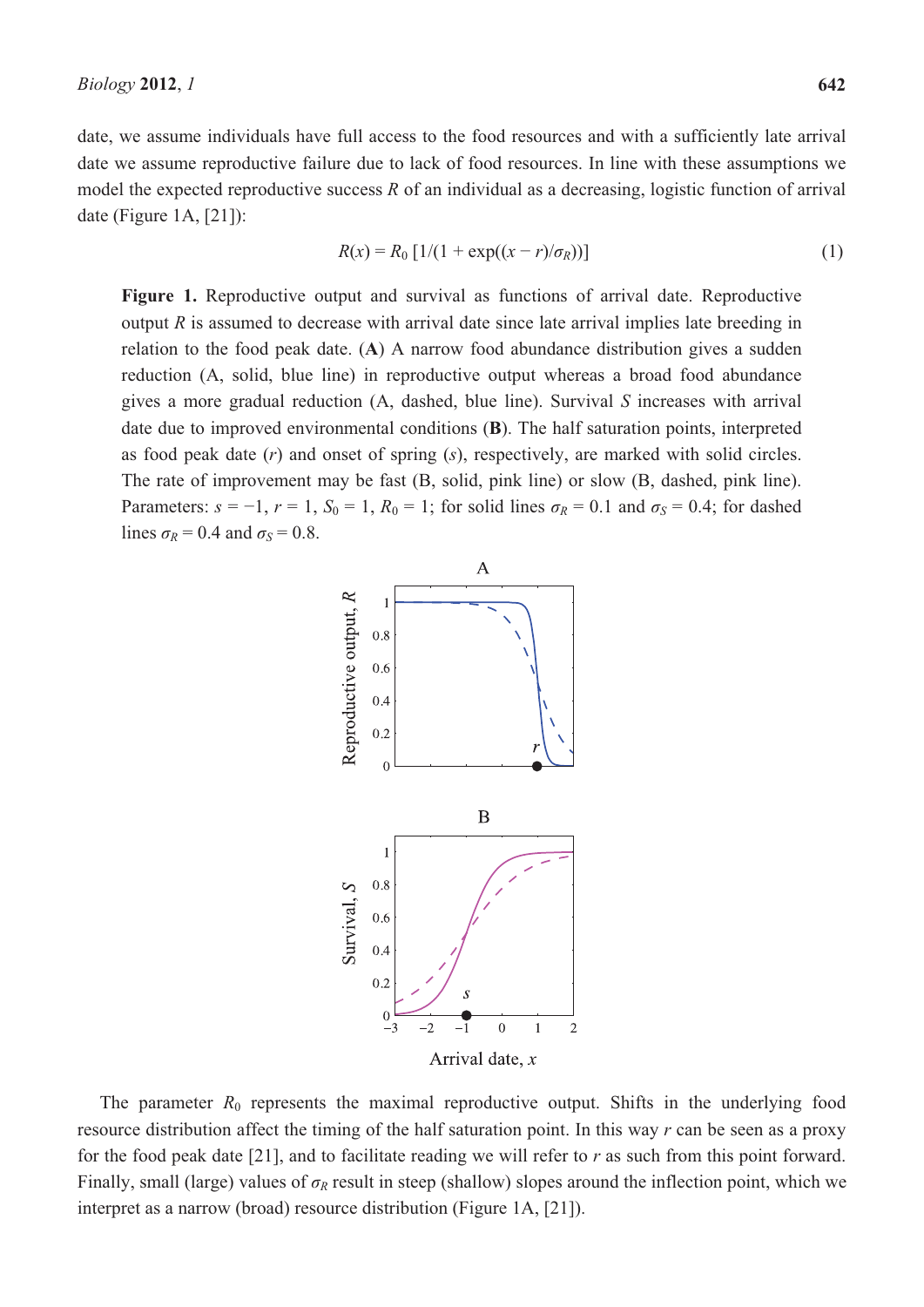date, we assume individuals have full access to the food resources and with a sufficiently late arrival date we assume reproductive failure due to lack of food resources. In line with these assumptions we model the expected reproductive success $R$ of an individual as a decreasing, logistic function of arrival date (Figure 1A, [21]):

$$R(x) = R_0\,[1/(1 + \exp((x - r)/\sigma_R))] \tag{1}$$

**Figure 1.** Reproductive output and survival as functions of arrival date. Reproductive output $R$ is assumed to decrease with arrival date since late arrival implies late breeding in relation to the food peak date. (**A**) A narrow food abundance distribution gives a sudden reduction (A, solid, blue line) in reproductive output whereas a broad food abundance gives a more gradual reduction (A, dashed, blue line). Survival $S$ increases with arrival date due to improved environmental conditions (**B**). The half saturation points, interpreted as food peak date ($r$) and onset of spring ($s$), respectively, are marked with solid circles. The rate of improvement may be fast (B, solid, pink line) or slow (B, dashed, pink line). Parameters: $s = -1$, $r = 1$, $S_0 = 1$, $R_0 = 1$; for solid lines $\sigma_R = 0.1$ and $\sigma_S = 0.4$; for dashed lines $\sigma_R = 0.4$ and $\sigma_S = 0.8$.

The parameter $R_0$ represents the maximal reproductive output. Shifts in the underlying food resource distribution affect the timing of the half saturation point. In this way $r$ can be seen as a proxy for the food peak date [21], and to facilitate reading we will refer to $r$ as such from this point forward. Finally, small (large) values of $\sigma_R$ result in steep (shallow) slopes around the inflection point, which we interpret as a narrow (broad) resource distribution (Figure 1A, [21]).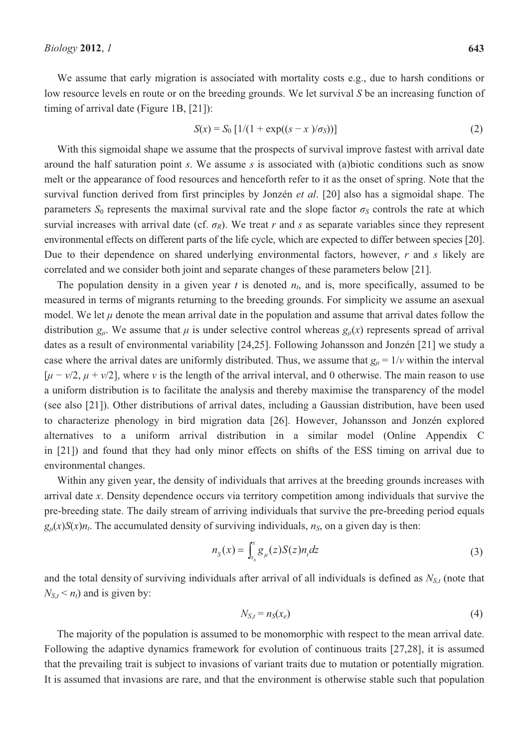We assume that early migration is associated with mortality costs e.g., due to harsh conditions or low resource levels en route or on the breeding grounds. We let survival $S$ be an increasing function of timing of arrival date (Figure 1B, [21]):

$$S(x) = S_0 \left[ 1/(1 + \exp((s - x)/\sigma_S)) \right] \tag{2}$$

With this sigmoidal shape we assume that the prospects of survival improve fastest with arrival date around the half saturation point $s$. We assume $s$ is associated with (a)biotic conditions such as snow melt or the appearance of food resources and henceforth refer to it as the onset of spring. Note that the survival function derived from first principles by Jonzén *et al*. [20] also has a sigmoidal shape. The parameters $S_0$ represents the maximal survival rate and the slope factor $\sigma_S$ controls the rate at which survial increases with arrival date (cf. $\sigma_R$). We treat $r$ and $s$ as separate variables since they represent environmental effects on different parts of the life cycle, which are expected to differ between species [20]. Due to their dependence on shared underlying environmental factors, however, $r$ and $s$ likely are correlated and we consider both joint and separate changes of these parameters below [21].

The population density in a given year $t$ is denoted $n_t$, and is, more specifically, assumed to be measured in terms of migrants returning to the breeding grounds. For simplicity we assume an asexual model. We let $\mu$ denote the mean arrival date in the population and assume that arrival dates follow the distribution $g_\mu$. We assume that $\mu$ is under selective control whereas $g_\mu(x)$ represents spread of arrival dates as a result of environmental variability [24,25]. Following Johansson and Jonzén [21] we study a case where the arrival dates are uniformly distributed. Thus, we assume that $g_\mu = 1/v$ within the interval $[\mu - v/2, \mu + v/2]$, where $v$ is the length of the arrival interval, and 0 otherwise. The main reason to use a uniform distribution is to facilitate the analysis and thereby maximise the transparency of the model (see also [21]). Other distributions of arrival dates, including a Gaussian distribution, have been used to characterize phenology in bird migration data [26]. However, Johansson and Jonzén explored alternatives to a uniform arrival distribution in a similar model (Online Appendix C in [21]) and found that they had only minor effects on shifts of the ESS timing on arrival due to environmental changes.

Within any given year, the density of individuals that arrives at the breeding grounds increases with arrival date $x$. Density dependence occurs via territory competition among individuals that survive the pre-breeding state. The daily stream of arriving individuals that survive the pre-breeding period equals $g_\mu(x)S(x)n_t$. The accumulated density of surviving individuals, $n_S$, on a given day is then:

$$n_S(x) = \int_{x_b}^{x} g_\mu(z) S(z) n_t \, dz \tag{3}$$

and the total density of surviving individuals after arrival of all individuals is defined as $N_{S,t}$ (note that $N_{S,t} < n_t$) and is given by:

$$N_{S,t} = n_S(x_e) \tag{4}$$

The majority of the population is assumed to be monomorphic with respect to the mean arrival date. Following the adaptive dynamics framework for evolution of continuous traits [27,28], it is assumed that the prevailing trait is subject to invasions of variant traits due to mutation or potentially migration. It is assumed that invasions are rare, and that the environment is otherwise stable such that population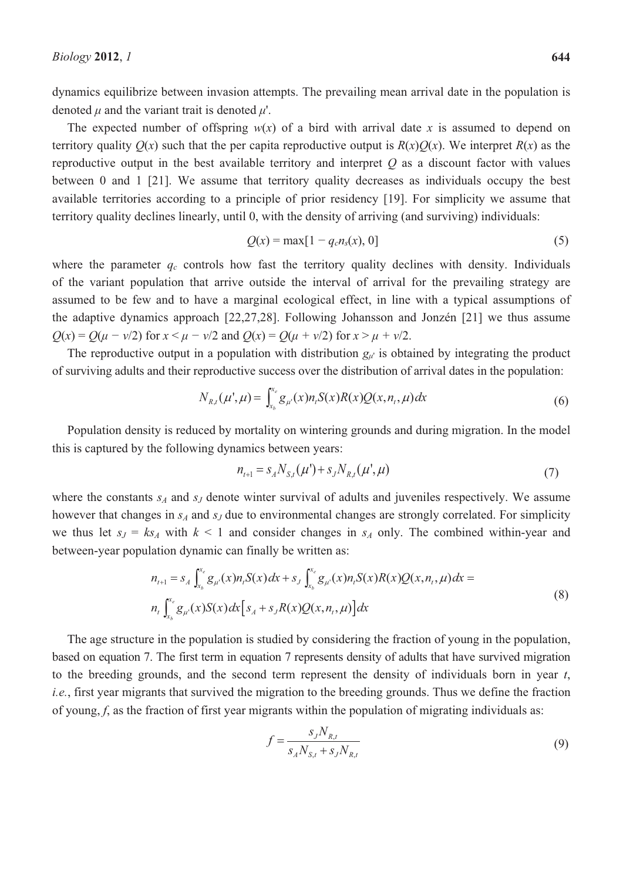dynamics equilibrize between invasion attempts. The prevailing mean arrival date in the population is denoted $\mu$ and the variant trait is denoted $\mu'$.

The expected number of offspring $w(x)$ of a bird with arrival date $x$ is assumed to depend on territory quality $Q(x)$ such that the per capita reproductive output is $R(x)Q(x)$. We interpret $R(x)$ as the reproductive output in the best available territory and interpret $Q$ as a discount factor with values between 0 and 1 [21]. We assume that territory quality decreases as individuals occupy the best available territories according to a principle of prior residency [19]. For simplicity we assume that territory quality declines linearly, until 0, with the density of arriving (and surviving) individuals:

$$Q(x) = \max[1 - q_c n_s(x), 0] \tag{5}$$

where the parameter $q_c$ controls how fast the territory quality declines with density. Individuals of the variant population that arrive outside the interval of arrival for the prevailing strategy are assumed to be few and to have a marginal ecological effect, in line with a typical assumptions of the adaptive dynamics approach [22,27,28]. Following Johansson and Jonzén [21] we thus assume $Q(x) = Q(\mu - v/2)$ for $x < \mu - v/2$ and $Q(x) = Q(\mu + v/2)$ for $x > \mu + v/2$.

The reproductive output in a population with distribution $g_{\mu'}$ is obtained by integrating the product of surviving adults and their reproductive success over the distribution of arrival dates in the population:

$$N_{R,t}(\mu',\mu) = \int_{x_b}^{x_e} g_{\mu'}(x) n_t S(x) R(x) Q(x, n_t, \mu)\, dx \tag{6}$$

Population density is reduced by mortality on wintering grounds and during migration. In the model this is captured by the following dynamics between years:

$$n_{t+1} = s_A N_{S,t}(\mu') + s_J N_{R,t}(\mu',\mu) \tag{7}$$

where the constants $s_A$ and $s_J$ denote winter survival of adults and juveniles respectively. We assume however that changes in $s_A$ and $s_J$ due to environmental changes are strongly correlated. For simplicity we thus let $s_J = k s_A$ with $k < 1$ and consider changes in $s_A$ only. The combined within-year and between-year population dynamic can finally be written as:

$$\begin{aligned} n_{t+1} &= s_A \int_{x_b}^{x_e} g_{\mu'}(x) n_t S(x)\, dx + s_J \int_{x_b}^{x_e} g_{\mu'}(x) n_t S(x) R(x) Q(x, n_t, \mu)\, dx = \\ &n_t \int_{x_b}^{x_e} g_{\mu'}(x) S(x)\, dx \left[ s_A + s_J R(x) Q(x, n_t, \mu) \right] dx \end{aligned} \tag{8}$$

The age structure in the population is studied by considering the fraction of young in the population, based on equation 7. The first term in equation 7 represents density of adults that have survived migration to the breeding grounds, and the second term represent the density of individuals born in year $t$, *i.e.*, first year migrants that survived the migration to the breeding grounds. Thus we define the fraction of young, $f$, as the fraction of first year migrants within the population of migrating individuals as:

$$f = \frac{s_J N_{R,t}}{s_A N_{S,t} + s_J N_{R,t}} \tag{9}$$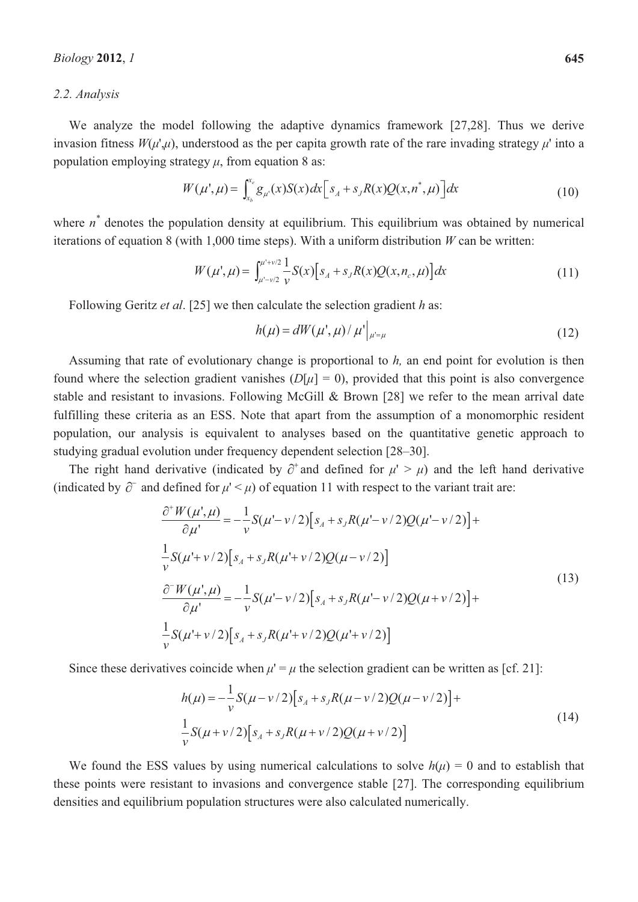### 2.2. Analysis

We analyze the model following the adaptive dynamics framework [27,28]. Thus we derive invasion fitness $W(\mu',\mu)$, understood as the per capita growth rate of the rare invading strategy $\mu'$ into a population employing strategy $\mu$, from equation 8 as:

$$W(\mu',\mu) = \int_{x_b}^{x_e} g_{\mu'}(x)S(x)dx\left[s_A + s_J R(x)Q(x,n^*,\mu)\right]dx \tag{10}$$

where $n^*$ denotes the population density at equilibrium. This equilibrium was obtained by numerical iterations of equation 8 (with 1,000 time steps). With a uniform distribution $W$ can be written:

$$W(\mu',\mu) = \int_{\mu'-v/2}^{\mu'+v/2} \frac{1}{v} S(x)\left[s_A + s_J R(x)Q(x,n_c,\mu)\right]dx \tag{11}$$

Following Geritz *et al*. [25] we then calculate the selection gradient $h$ as:

$$h(\mu) = dW(\mu',\mu)/\mu'\Big|_{\mu'=\mu} \tag{12}$$

Assuming that rate of evolutionary change is proportional to $h$, an end point for evolution is then found where the selection gradient vanishes ($D[\mu] = 0$), provided that this point is also convergence stable and resistant to invasions. Following McGill & Brown [28] we refer to the mean arrival date fulfilling these criteria as an ESS. Note that apart from the assumption of a monomorphic resident population, our analysis is equivalent to analyses based on the quantitative genetic approach to studying gradual evolution under frequency dependent selection [28–30].

The right hand derivative (indicated by $\partial^+$ and defined for $\mu' > \mu$) and the left hand derivative (indicated by $\partial^-$ and defined for $\mu' < \mu$) of equation 11 with respect to the variant trait are:

$$\begin{aligned}
\frac{\partial^+ W(\mu',\mu)}{\partial\mu'} &= -\frac{1}{v}S(\mu'-v/2)\left[s_A + s_J R(\mu'-v/2)Q(\mu'-v/2)\right] + \\
&\frac{1}{v}S(\mu'+v/2)\left[s_A + s_J R(\mu'+v/2)Q(\mu-v/2)\right] \\
\frac{\partial^- W(\mu',\mu)}{\partial\mu'} &= -\frac{1}{v}S(\mu'-v/2)\left[s_A + s_J R(\mu'-v/2)Q(\mu+v/2)\right] + \\
&\frac{1}{v}S(\mu'+v/2)\left[s_A + s_J R(\mu'+v/2)Q(\mu'+v/2)\right]
\end{aligned} \tag{13}$$

Since these derivatives coincide when $\mu' = \mu$ the selection gradient can be written as [cf. 21]:

$$\begin{aligned}
h(\mu) &= -\frac{1}{v}S(\mu-v/2)\left[s_A + s_J R(\mu-v/2)Q(\mu-v/2)\right] + \\
&\frac{1}{v}S(\mu+v/2)\left[s_A + s_J R(\mu+v/2)Q(\mu+v/2)\right]
\end{aligned} \tag{14}$$

We found the ESS values by using numerical calculations to solve $h(\mu) = 0$ and to establish that these points were resistant to invasions and convergence stable [27]. The corresponding equilibrium densities and equilibrium population structures were also calculated numerically.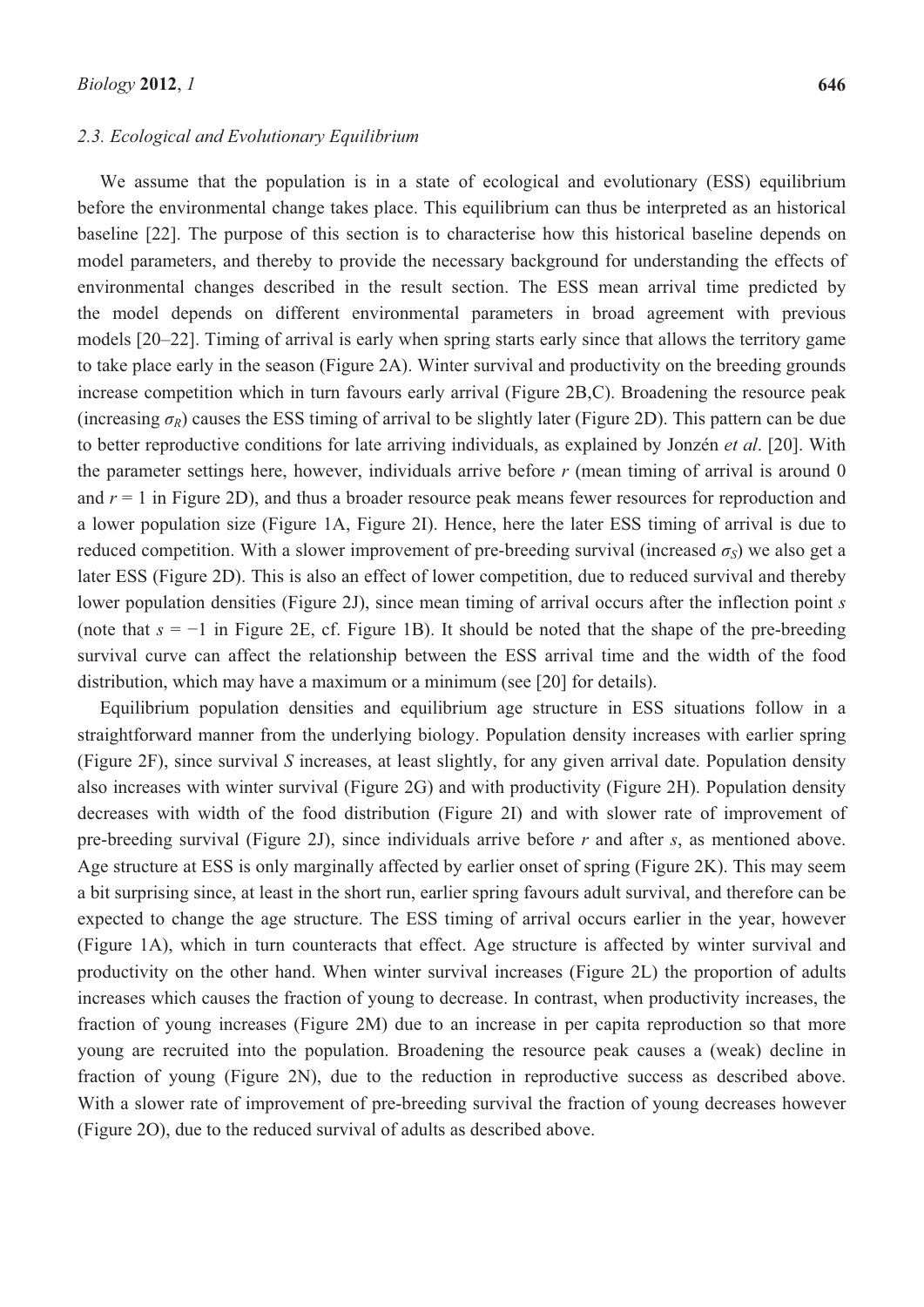### 2.3. Ecological and Evolutionary Equilibrium

We assume that the population is in a state of ecological and evolutionary (ESS) equilibrium before the environmental change takes place. This equilibrium can thus be interpreted as an historical baseline [22]. The purpose of this section is to characterise how this historical baseline depends on model parameters, and thereby to provide the necessary background for understanding the effects of environmental changes described in the result section. The ESS mean arrival time predicted by the model depends on different environmental parameters in broad agreement with previous models [20–22]. Timing of arrival is early when spring starts early since that allows the territory game to take place early in the season (Figure 2A). Winter survival and productivity on the breeding grounds increase competition which in turn favours early arrival (Figure 2B,C). Broadening the resource peak (increasing $\sigma_R$) causes the ESS timing of arrival to be slightly later (Figure 2D). This pattern can be due to better reproductive conditions for late arriving individuals, as explained by Jonzén *et al*. [20]. With the parameter settings here, however, individuals arrive before $r$ (mean timing of arrival is around 0 and $r = 1$ in Figure 2D), and thus a broader resource peak means fewer resources for reproduction and a lower population size (Figure 1A, Figure 2I). Hence, here the later ESS timing of arrival is due to reduced competition. With a slower improvement of pre-breeding survival (increased $\sigma_S$) we also get a later ESS (Figure 2D). This is also an effect of lower competition, due to reduced survival and thereby lower population densities (Figure 2J), since mean timing of arrival occurs after the inflection point $s$ (note that $s = -1$ in Figure 2E, cf. Figure 1B). It should be noted that the shape of the pre-breeding survival curve can affect the relationship between the ESS arrival time and the width of the food distribution, which may have a maximum or a minimum (see [20] for details).

Equilibrium population densities and equilibrium age structure in ESS situations follow in a straightforward manner from the underlying biology. Population density increases with earlier spring (Figure 2F), since survival $S$ increases, at least slightly, for any given arrival date. Population density also increases with winter survival (Figure 2G) and with productivity (Figure 2H). Population density decreases with width of the food distribution (Figure 2I) and with slower rate of improvement of pre-breeding survival (Figure 2J), since individuals arrive before $r$ and after $s$, as mentioned above. Age structure at ESS is only marginally affected by earlier onset of spring (Figure 2K). This may seem a bit surprising since, at least in the short run, earlier spring favours adult survival, and therefore can be expected to change the age structure. The ESS timing of arrival occurs earlier in the year, however (Figure 1A), which in turn counteracts that effect. Age structure is affected by winter survival and productivity on the other hand. When winter survival increases (Figure 2L) the proportion of adults increases which causes the fraction of young to decrease. In contrast, when productivity increases, the fraction of young increases (Figure 2M) due to an increase in per capita reproduction so that more young are recruited into the population. Broadening the resource peak causes a (weak) decline in fraction of young (Figure 2N), due to the reduction in reproductive success as described above. With a slower rate of improvement of pre-breeding survival the fraction of young decreases however (Figure 2O), due to the reduced survival of adults as described above.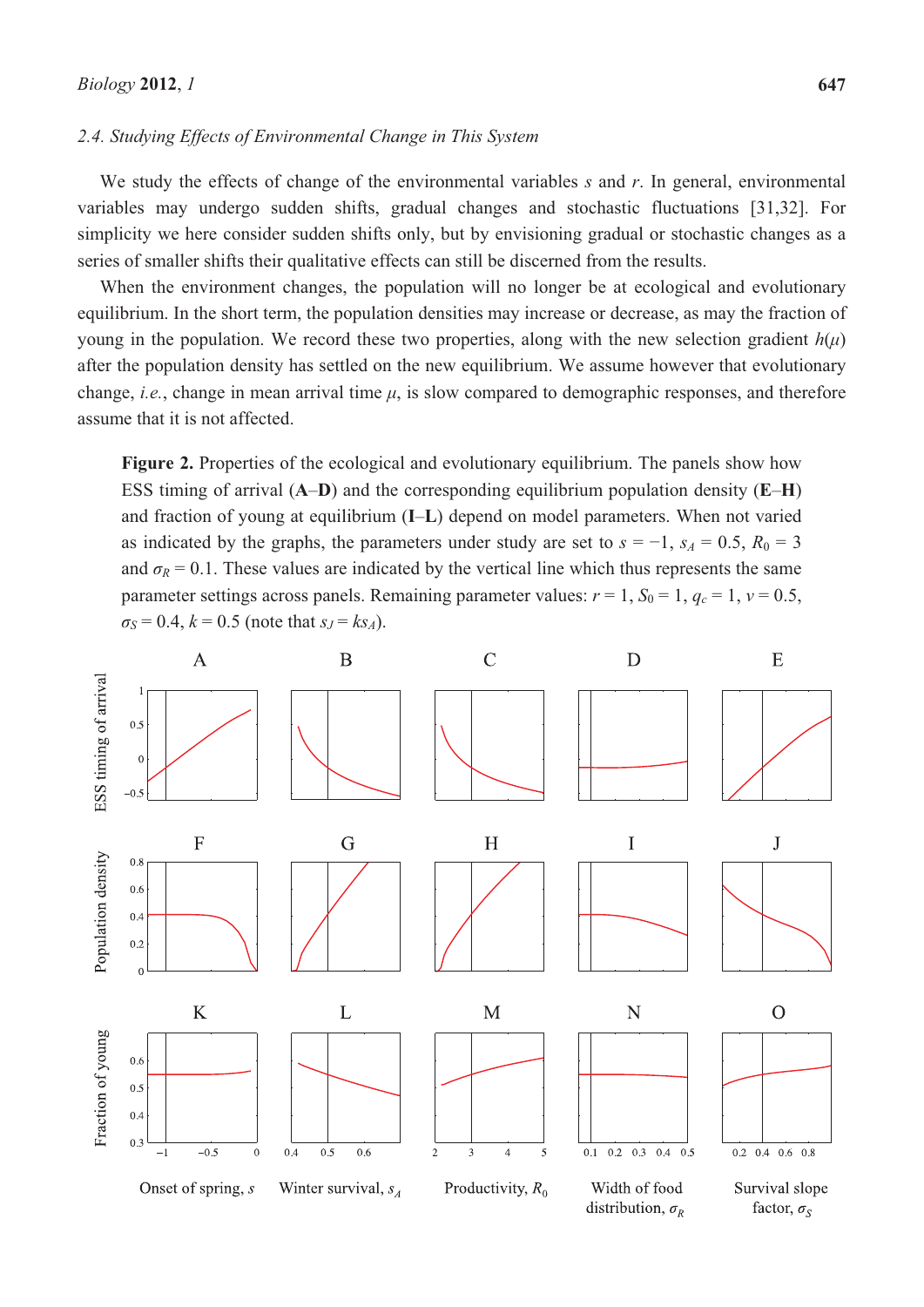### 2.4. Studying Effects of Environmental Change in This System

We study the effects of change of the environmental variables $s$ and $r$. In general, environmental variables may undergo sudden shifts, gradual changes and stochastic fluctuations [31,32]. For simplicity we here consider sudden shifts only, but by envisioning gradual or stochastic changes as a series of smaller shifts their qualitative effects can still be discerned from the results.

When the environment changes, the population will no longer be at ecological and evolutionary equilibrium. In the short term, the population densities may increase or decrease, as may the fraction of young in the population. We record these two properties, along with the new selection gradient $h(\mu)$ after the population density has settled on the new equilibrium. We assume however that evolutionary change, *i.e.*, change in mean arrival time $\mu$, is slow compared to demographic responses, and therefore assume that it is not affected.

**Figure 2.** Properties of the ecological and evolutionary equilibrium. The panels show how ESS timing of arrival (**A**–**D**) and the corresponding equilibrium population density (**E**–**H**) and fraction of young at equilibrium (**I**–**L**) depend on model parameters. When not varied as indicated by the graphs, the parameters under study are set to $s = -1$, $s_A = 0.5$, $R_0 = 3$ and $\sigma_R = 0.1$. These values are indicated by the vertical line which thus represents the same parameter settings across panels. Remaining parameter values: $r = 1$, $S_0 = 1$, $q_c = 1$, $v = 0.5$, $\sigma_S = 0.4$, $k = 0.5$ (note that $s_J = ks_A$).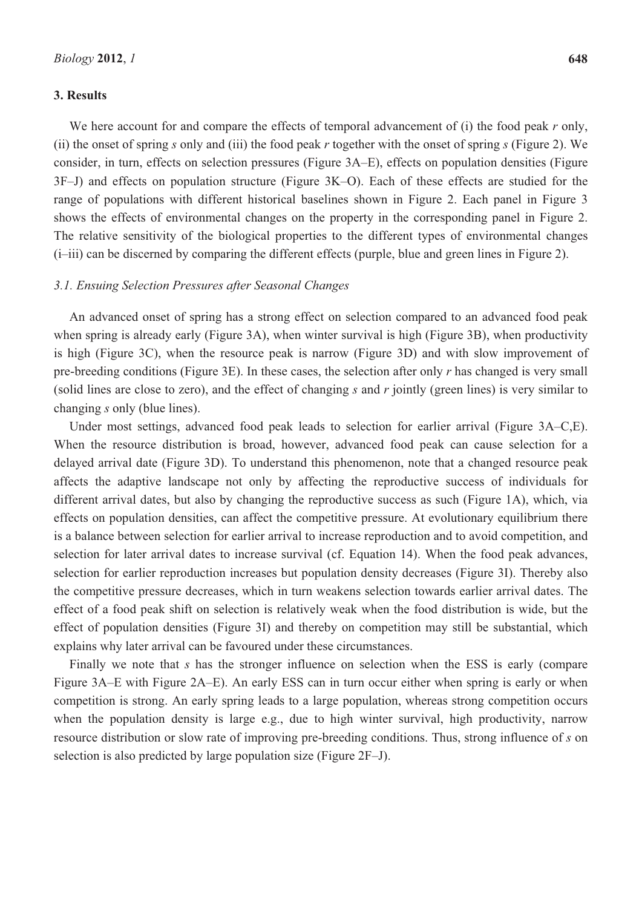## 3. Results

We here account for and compare the effects of temporal advancement of (i) the food peak $r$ only, (ii) the onset of spring $s$ only and (iii) the food peak $r$ together with the onset of spring $s$ (Figure 2). We consider, in turn, effects on selection pressures (Figure 3A–E), effects on population densities (Figure 3F–J) and effects on population structure (Figure 3K–O). Each of these effects are studied for the range of populations with different historical baselines shown in Figure 2. Each panel in Figure 3 shows the effects of environmental changes on the property in the corresponding panel in Figure 2. The relative sensitivity of the biological properties to the different types of environmental changes (i–iii) can be discerned by comparing the different effects (purple, blue and green lines in Figure 2).

### 3.1. Ensuing Selection Pressures after Seasonal Changes

An advanced onset of spring has a strong effect on selection compared to an advanced food peak when spring is already early (Figure 3A), when winter survival is high (Figure 3B), when productivity is high (Figure 3C), when the resource peak is narrow (Figure 3D) and with slow improvement of pre-breeding conditions (Figure 3E). In these cases, the selection after only $r$ has changed is very small (solid lines are close to zero), and the effect of changing $s$ and $r$ jointly (green lines) is very similar to changing $s$ only (blue lines).

Under most settings, advanced food peak leads to selection for earlier arrival (Figure 3A–C,E). When the resource distribution is broad, however, advanced food peak can cause selection for a delayed arrival date (Figure 3D). To understand this phenomenon, note that a changed resource peak affects the adaptive landscape not only by affecting the reproductive success of individuals for different arrival dates, but also by changing the reproductive success as such (Figure 1A), which, via effects on population densities, can affect the competitive pressure. At evolutionary equilibrium there is a balance between selection for earlier arrival to increase reproduction and to avoid competition, and selection for later arrival dates to increase survival (cf. Equation 14). When the food peak advances, selection for earlier reproduction increases but population density decreases (Figure 3I). Thereby also the competitive pressure decreases, which in turn weakens selection towards earlier arrival dates. The effect of a food peak shift on selection is relatively weak when the food distribution is wide, but the effect of population densities (Figure 3I) and thereby on competition may still be substantial, which explains why later arrival can be favoured under these circumstances.

Finally we note that $s$ has the stronger influence on selection when the ESS is early (compare Figure 3A–E with Figure 2A–E). An early ESS can in turn occur either when spring is early or when competition is strong. An early spring leads to a large population, whereas strong competition occurs when the population density is large e.g., due to high winter survival, high productivity, narrow resource distribution or slow rate of improving pre-breeding conditions. Thus, strong influence of $s$ on selection is also predicted by large population size (Figure 2F–J).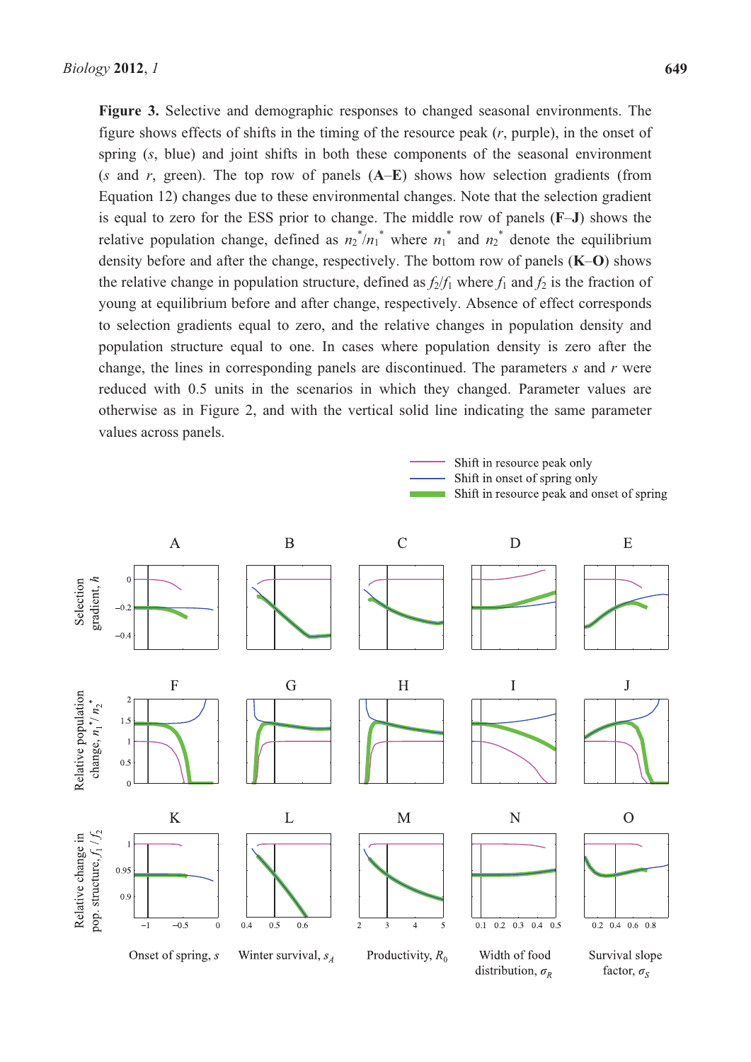**Figure 3.** Selective and demographic responses to changed seasonal environments. The figure shows effects of shifts in the timing of the resource peak ($r$, purple), in the onset of spring ($s$, blue) and joint shifts in both these components of the seasonal environment ($s$ and $r$, green). The top row of panels (**A**–**E**) shows how selection gradients (from Equation 12) changes due to these environmental changes. Note that the selection gradient is equal to zero for the ESS prior to change. The middle row of panels (**F**–**J**) shows the relative population change, defined as $n_2^*/n_1^*$ where $n_1^*$ and $n_2^*$ denote the equilibrium density before and after the change, respectively. The bottom row of panels (**K**–**O**) shows the relative change in population structure, defined as $f_2/f_1$ where $f_1$ and $f_2$ is the fraction of young at equilibrium before and after change, respectively. Absence of effect corresponds to selection gradients equal to zero, and the relative changes in population density and population structure equal to one. In cases where population density is zero after the change, the lines in corresponding panels are discontinued. The parameters $s$ and $r$ were reduced with 0.5 units in the scenarios in which they changed. Parameter values are otherwise as in Figure 2, and with the vertical solid line indicating the same parameter values across panels.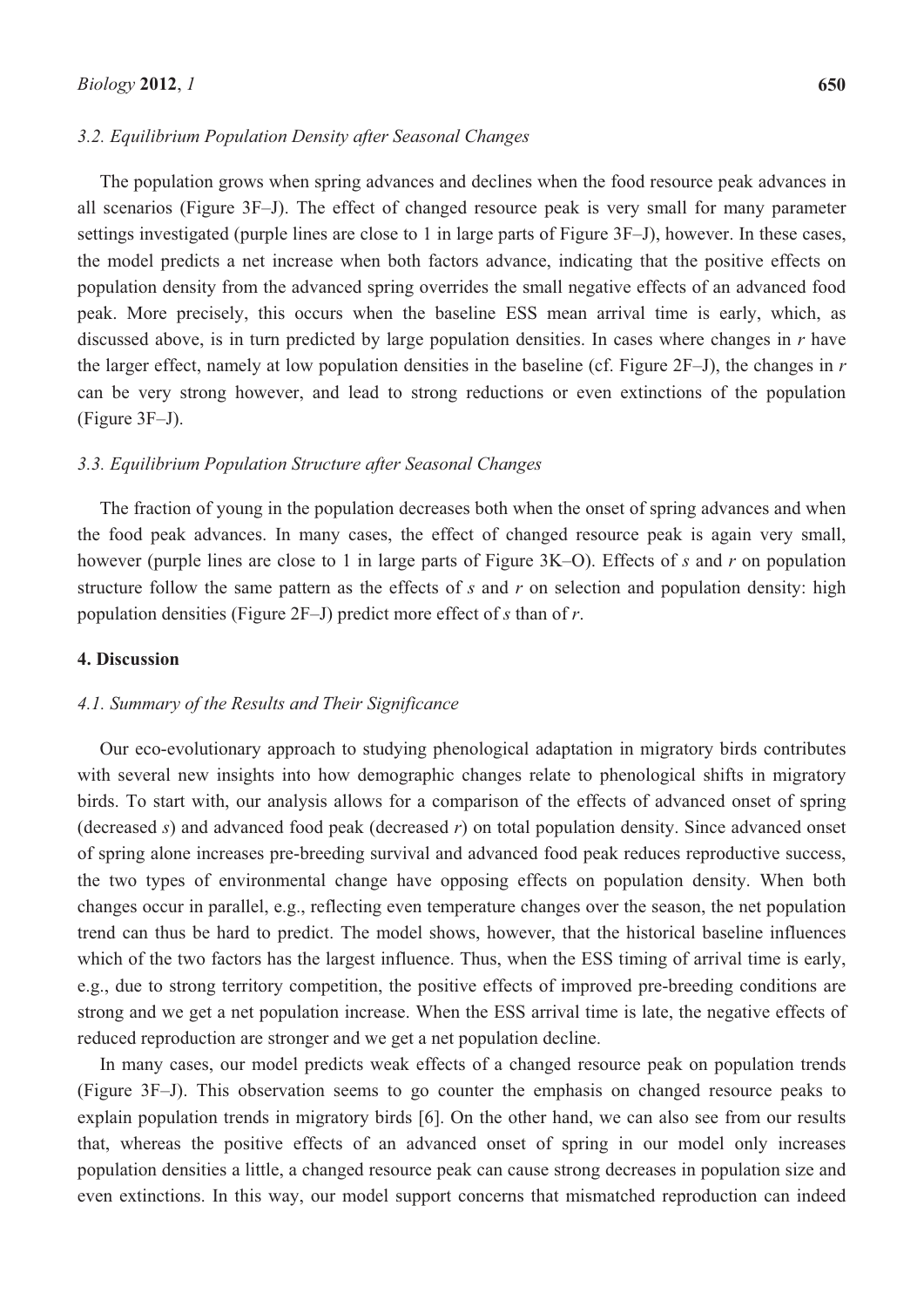### *3.2. Equilibrium Population Density after Seasonal Changes*

The population grows when spring advances and declines when the food resource peak advances in all scenarios (Figure 3F–J). The effect of changed resource peak is very small for many parameter settings investigated (purple lines are close to 1 in large parts of Figure 3F–J), however. In these cases, the model predicts a net increase when both factors advance, indicating that the positive effects on population density from the advanced spring overrides the small negative effects of an advanced food peak. More precisely, this occurs when the baseline ESS mean arrival time is early, which, as discussed above, is in turn predicted by large population densities. In cases where changes in $r$ have the larger effect, namely at low population densities in the baseline (cf. Figure 2F–J), the changes in $r$ can be very strong however, and lead to strong reductions or even extinctions of the population (Figure 3F–J).

### *3.3. Equilibrium Population Structure after Seasonal Changes*

The fraction of young in the population decreases both when the onset of spring advances and when the food peak advances. In many cases, the effect of changed resource peak is again very small, however (purple lines are close to 1 in large parts of Figure 3K–O). Effects of $s$ and $r$ on population structure follow the same pattern as the effects of $s$ and $r$ on selection and population density: high population densities (Figure 2F–J) predict more effect of $s$ than of $r$.

## **4. Discussion**

### *4.1. Summary of the Results and Their Significance*

Our eco-evolutionary approach to studying phenological adaptation in migratory birds contributes with several new insights into how demographic changes relate to phenological shifts in migratory birds. To start with, our analysis allows for a comparison of the effects of advanced onset of spring (decreased $s$) and advanced food peak (decreased $r$) on total population density. Since advanced onset of spring alone increases pre-breeding survival and advanced food peak reduces reproductive success, the two types of environmental change have opposing effects on population density. When both changes occur in parallel, e.g., reflecting even temperature changes over the season, the net population trend can thus be hard to predict. The model shows, however, that the historical baseline influences which of the two factors has the largest influence. Thus, when the ESS timing of arrival time is early, e.g., due to strong territory competition, the positive effects of improved pre-breeding conditions are strong and we get a net population increase. When the ESS arrival time is late, the negative effects of reduced reproduction are stronger and we get a net population decline.

In many cases, our model predicts weak effects of a changed resource peak on population trends (Figure 3F–J). This observation seems to go counter the emphasis on changed resource peaks to explain population trends in migratory birds [6]. On the other hand, we can also see from our results that, whereas the positive effects of an advanced onset of spring in our model only increases population densities a little, a changed resource peak can cause strong decreases in population size and even extinctions. In this way, our model support concerns that mismatched reproduction can indeed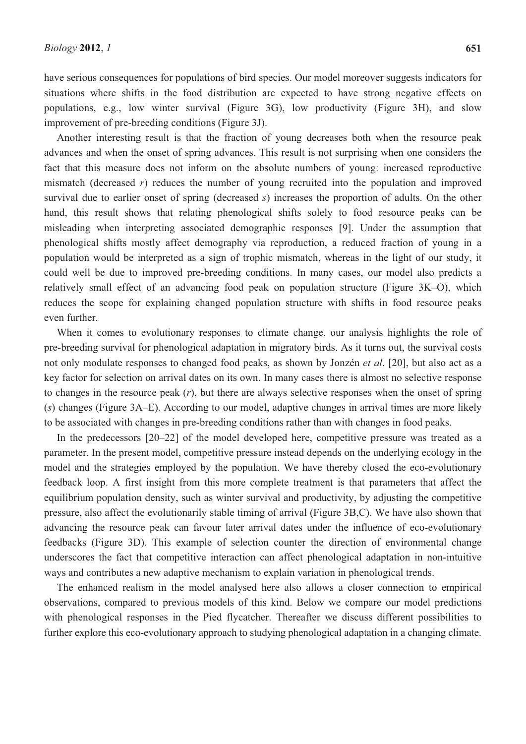have serious consequences for populations of bird species. Our model moreover suggests indicators for situations where shifts in the food distribution are expected to have strong negative effects on populations, e.g., low winter survival (Figure 3G), low productivity (Figure 3H), and slow improvement of pre-breeding conditions (Figure 3J).

Another interesting result is that the fraction of young decreases both when the resource peak advances and when the onset of spring advances. This result is not surprising when one considers the fact that this measure does not inform on the absolute numbers of young: increased reproductive mismatch (decreased $r$) reduces the number of young recruited into the population and improved survival due to earlier onset of spring (decreased $s$) increases the proportion of adults. On the other hand, this result shows that relating phenological shifts solely to food resource peaks can be misleading when interpreting associated demographic responses [9]. Under the assumption that phenological shifts mostly affect demography via reproduction, a reduced fraction of young in a population would be interpreted as a sign of trophic mismatch, whereas in the light of our study, it could well be due to improved pre-breeding conditions. In many cases, our model also predicts a relatively small effect of an advancing food peak on population structure (Figure 3K–O), which reduces the scope for explaining changed population structure with shifts in food resource peaks even further.

When it comes to evolutionary responses to climate change, our analysis highlights the role of pre-breeding survival for phenological adaptation in migratory birds. As it turns out, the survival costs not only modulate responses to changed food peaks, as shown by Jonzén *et al*. [20], but also act as a key factor for selection on arrival dates on its own. In many cases there is almost no selective response to changes in the resource peak ($r$), but there are always selective responses when the onset of spring ($s$) changes (Figure 3A–E). According to our model, adaptive changes in arrival times are more likely to be associated with changes in pre-breeding conditions rather than with changes in food peaks.

In the predecessors [20–22] of the model developed here, competitive pressure was treated as a parameter. In the present model, competitive pressure instead depends on the underlying ecology in the model and the strategies employed by the population. We have thereby closed the eco-evolutionary feedback loop. A first insight from this more complete treatment is that parameters that affect the equilibrium population density, such as winter survival and productivity, by adjusting the competitive pressure, also affect the evolutionarily stable timing of arrival (Figure 3B,C). We have also shown that advancing the resource peak can favour later arrival dates under the influence of eco-evolutionary feedbacks (Figure 3D). This example of selection counter the direction of environmental change underscores the fact that competitive interaction can affect phenological adaptation in non-intuitive ways and contributes a new adaptive mechanism to explain variation in phenological trends.

The enhanced realism in the model analysed here also allows a closer connection to empirical observations, compared to previous models of this kind. Below we compare our model predictions with phenological responses in the Pied flycatcher. Thereafter we discuss different possibilities to further explore this eco-evolutionary approach to studying phenological adaptation in a changing climate.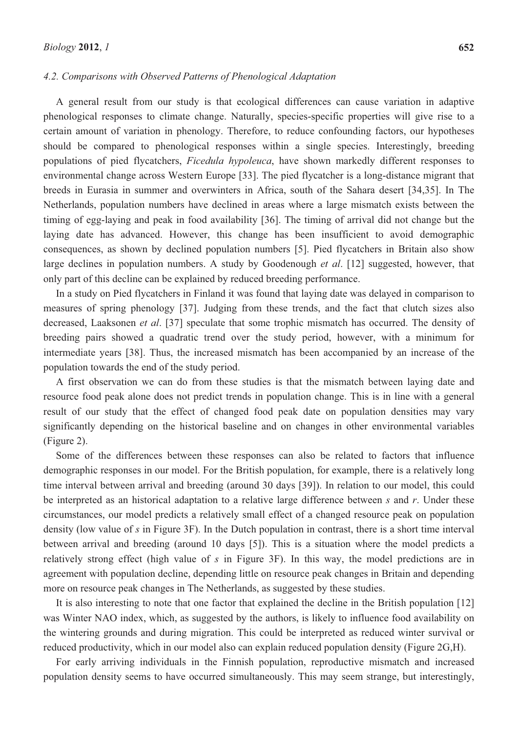### 4.2. Comparisons with Observed Patterns of Phenological Adaptation

A general result from our study is that ecological differences can cause variation in adaptive phenological responses to climate change. Naturally, species-specific properties will give rise to a certain amount of variation in phenology. Therefore, to reduce confounding factors, our hypotheses should be compared to phenological responses within a single species. Interestingly, breeding populations of pied flycatchers, *Ficedula hypoleuca*, have shown markedly different responses to environmental change across Western Europe [33]. The pied flycatcher is a long-distance migrant that breeds in Eurasia in summer and overwinters in Africa, south of the Sahara desert [34,35]. In The Netherlands, population numbers have declined in areas where a large mismatch exists between the timing of egg-laying and peak in food availability [36]. The timing of arrival did not change but the laying date has advanced. However, this change has been insufficient to avoid demographic consequences, as shown by declined population numbers [5]. Pied flycatchers in Britain also show large declines in population numbers. A study by Goodenough *et al*. [12] suggested, however, that only part of this decline can be explained by reduced breeding performance.

In a study on Pied flycatchers in Finland it was found that laying date was delayed in comparison to measures of spring phenology [37]. Judging from these trends, and the fact that clutch sizes also decreased, Laaksonen *et al*. [37] speculate that some trophic mismatch has occurred. The density of breeding pairs showed a quadratic trend over the study period, however, with a minimum for intermediate years [38]. Thus, the increased mismatch has been accompanied by an increase of the population towards the end of the study period.

A first observation we can do from these studies is that the mismatch between laying date and resource food peak alone does not predict trends in population change. This is in line with a general result of our study that the effect of changed food peak date on population densities may vary significantly depending on the historical baseline and on changes in other environmental variables (Figure 2).

Some of the differences between these responses can also be related to factors that influence demographic responses in our model. For the British population, for example, there is a relatively long time interval between arrival and breeding (around 30 days [39]). In relation to our model, this could be interpreted as an historical adaptation to a relative large difference between $s$ and $r$. Under these circumstances, our model predicts a relatively small effect of a changed resource peak on population density (low value of $s$ in Figure 3F). In the Dutch population in contrast, there is a short time interval between arrival and breeding (around 10 days [5]). This is a situation where the model predicts a relatively strong effect (high value of $s$ in Figure 3F). In this way, the model predictions are in agreement with population decline, depending little on resource peak changes in Britain and depending more on resource peak changes in The Netherlands, as suggested by these studies.

It is also interesting to note that one factor that explained the decline in the British population [12] was Winter NAO index, which, as suggested by the authors, is likely to influence food availability on the wintering grounds and during migration. This could be interpreted as reduced winter survival or reduced productivity, which in our model also can explain reduced population density (Figure 2G,H).

For early arriving individuals in the Finnish population, reproductive mismatch and increased population density seems to have occurred simultaneously. This may seem strange, but interestingly,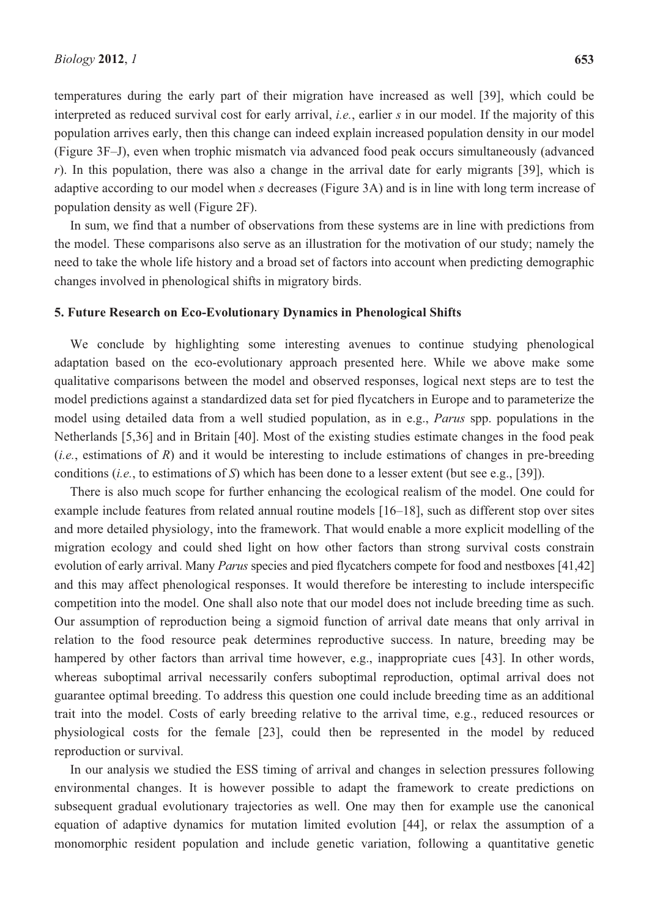temperatures during the early part of their migration have increased as well [39], which could be interpreted as reduced survival cost for early arrival, *i.e.*, earlier $s$ in our model. If the majority of this population arrives early, then this change can indeed explain increased population density in our model (Figure 3F–J), even when trophic mismatch via advanced food peak occurs simultaneously (advanced $r$). In this population, there was also a change in the arrival date for early migrants [39], which is adaptive according to our model when $s$ decreases (Figure 3A) and is in line with long term increase of population density as well (Figure 2F).

In sum, we find that a number of observations from these systems are in line with predictions from the model. These comparisons also serve as an illustration for the motivation of our study; namely the need to take the whole life history and a broad set of factors into account when predicting demographic changes involved in phenological shifts in migratory birds.

## 5. Future Research on Eco-Evolutionary Dynamics in Phenological Shifts

We conclude by highlighting some interesting avenues to continue studying phenological adaptation based on the eco-evolutionary approach presented here. While we above make some qualitative comparisons between the model and observed responses, logical next steps are to test the model predictions against a standardized data set for pied flycatchers in Europe and to parameterize the model using detailed data from a well studied population, as in e.g., *Parus* spp. populations in the Netherlands [5,36] and in Britain [40]. Most of the existing studies estimate changes in the food peak (*i.e.*, estimations of $R$) and it would be interesting to include estimations of changes in pre-breeding conditions (*i.e.*, to estimations of $S$) which has been done to a lesser extent (but see e.g., [39]).

There is also much scope for further enhancing the ecological realism of the model. One could for example include features from related annual routine models [16–18], such as different stop over sites and more detailed physiology, into the framework. That would enable a more explicit modelling of the migration ecology and could shed light on how other factors than strong survival costs constrain evolution of early arrival. Many *Parus* species and pied flycatchers compete for food and nestboxes [41,42] and this may affect phenological responses. It would therefore be interesting to include interspecific competition into the model. One shall also note that our model does not include breeding time as such. Our assumption of reproduction being a sigmoid function of arrival date means that only arrival in relation to the food resource peak determines reproductive success. In nature, breeding may be hampered by other factors than arrival time however, e.g., inappropriate cues [43]. In other words, whereas suboptimal arrival necessarily confers suboptimal reproduction, optimal arrival does not guarantee optimal breeding. To address this question one could include breeding time as an additional trait into the model. Costs of early breeding relative to the arrival time, e.g., reduced resources or physiological costs for the female [23], could then be represented in the model by reduced reproduction or survival.

In our analysis we studied the ESS timing of arrival and changes in selection pressures following environmental changes. It is however possible to adapt the framework to create predictions on subsequent gradual evolutionary trajectories as well. One may then for example use the canonical equation of adaptive dynamics for mutation limited evolution [44], or relax the assumption of a monomorphic resident population and include genetic variation, following a quantitative genetic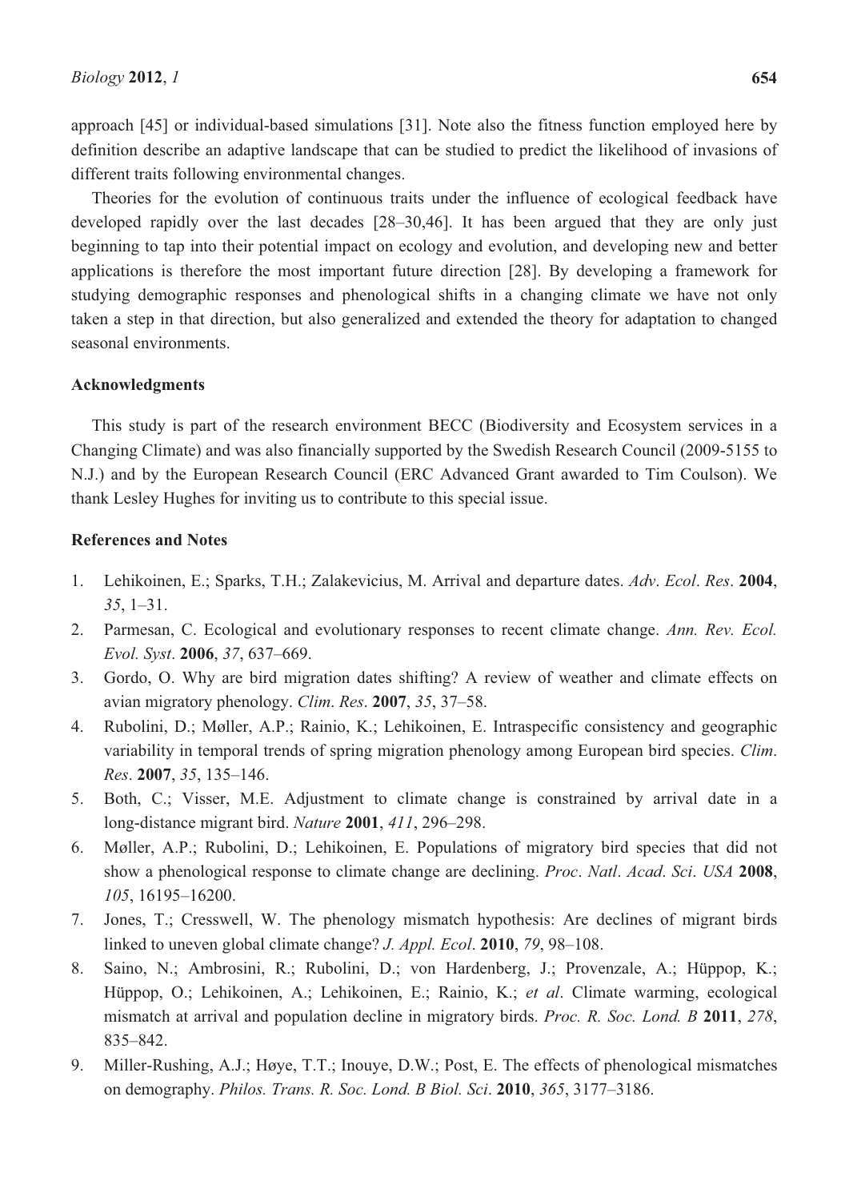approach [45] or individual-based simulations [31]. Note also the fitness function employed here by definition describe an adaptive landscape that can be studied to predict the likelihood of invasions of different traits following environmental changes.

Theories for the evolution of continuous traits under the influence of ecological feedback have developed rapidly over the last decades [28–30,46]. It has been argued that they are only just beginning to tap into their potential impact on ecology and evolution, and developing new and better applications is therefore the most important future direction [28]. By developing a framework for studying demographic responses and phenological shifts in a changing climate we have not only taken a step in that direction, but also generalized and extended the theory for adaptation to changed seasonal environments.

## Acknowledgments

This study is part of the research environment BECC (Biodiversity and Ecosystem services in a Changing Climate) and was also financially supported by the Swedish Research Council (2009-5155 to N.J.) and by the European Research Council (ERC Advanced Grant awarded to Tim Coulson). We thank Lesley Hughes for inviting us to contribute to this special issue.

## References and Notes

1. Lehikoinen, E.; Sparks, T.H.; Zalakevicius, M. Arrival and departure dates. *Adv. Ecol. Res.* **2004**, *35*, 1–31.
2. Parmesan, C. Ecological and evolutionary responses to recent climate change. *Ann. Rev. Ecol. Evol. Syst.* **2006**, *37*, 637–669.
3. Gordo, O. Why are bird migration dates shifting? A review of weather and climate effects on avian migratory phenology. *Clim. Res.* **2007**, *35*, 37–58.
4. Rubolini, D.; Møller, A.P.; Rainio, K.; Lehikoinen, E. Intraspecific consistency and geographic variability in temporal trends of spring migration phenology among European bird species. *Clim. Res.* **2007**, *35*, 135–146.
5. Both, C.; Visser, M.E. Adjustment to climate change is constrained by arrival date in a long-distance migrant bird. *Nature* **2001**, *411*, 296–298.
6. Møller, A.P.; Rubolini, D.; Lehikoinen, E. Populations of migratory bird species that did not show a phenological response to climate change are declining. *Proc. Natl. Acad. Sci. USA* **2008**, *105*, 16195–16200.
7. Jones, T.; Cresswell, W. The phenology mismatch hypothesis: Are declines of migrant birds linked to uneven global climate change? *J. Appl. Ecol.* **2010**, *79*, 98–108.
8. Saino, N.; Ambrosini, R.; Rubolini, D.; von Hardenberg, J.; Provenzale, A.; Hüppop, K.; Hüppop, O.; Lehikoinen, A.; Lehikoinen, E.; Rainio, K.; *et al*. Climate warming, ecological mismatch at arrival and population decline in migratory birds. *Proc. R. Soc. Lond. B* **2011**, *278*, 835–842.
9. Miller-Rushing, A.J.; Høye, T.T.; Inouye, D.W.; Post, E. The effects of phenological mismatches on demography. *Philos. Trans. R. Soc. Lond. B Biol. Sci.* **2010**, *365*, 3177–3186.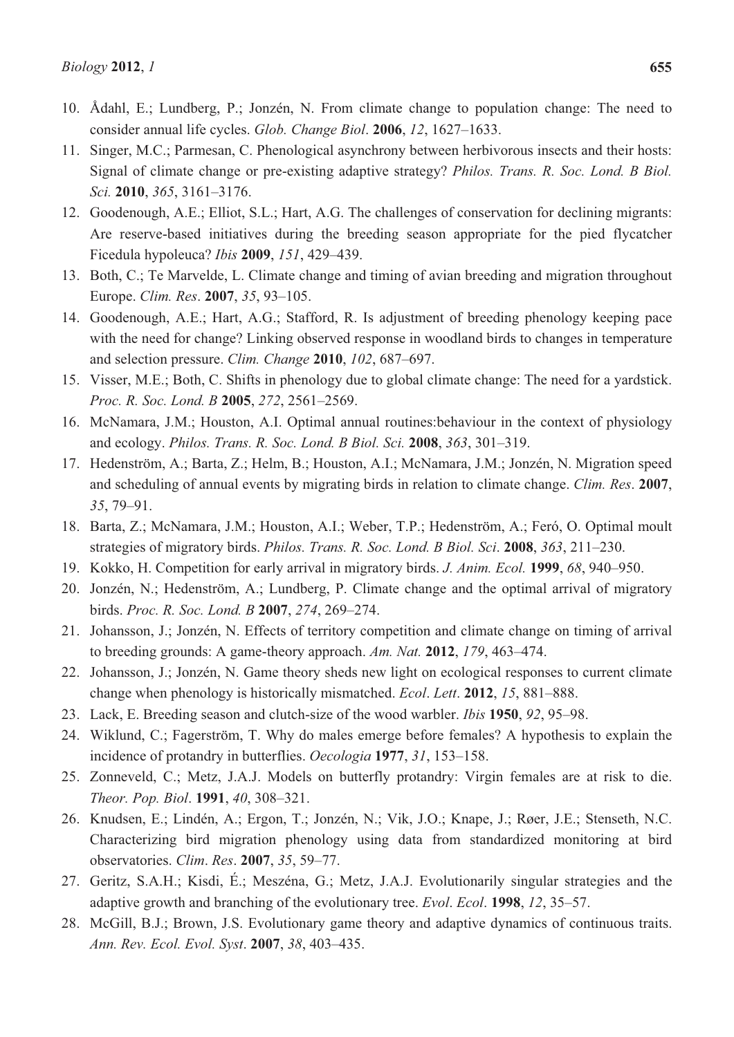10. Ådahl, E.; Lundberg, P.; Jonzén, N. From climate change to population change: The need to consider annual life cycles. *Glob. Change Biol*. **2006**, *12*, 1627–1633.
11. Singer, M.C.; Parmesan, C. Phenological asynchrony between herbivorous insects and their hosts: Signal of climate change or pre-existing adaptive strategy? *Philos. Trans. R. Soc. Lond. B Biol. Sci.* **2010**, *365*, 3161–3176.
12. Goodenough, A.E.; Elliot, S.L.; Hart, A.G. The challenges of conservation for declining migrants: Are reserve-based initiatives during the breeding season appropriate for the pied flycatcher Ficedula hypoleuca? *Ibis* **2009**, *151*, 429–439.
13. Both, C.; Te Marvelde, L. Climate change and timing of avian breeding and migration throughout Europe. *Clim. Res*. **2007**, *35*, 93–105.
14. Goodenough, A.E.; Hart, A.G.; Stafford, R. Is adjustment of breeding phenology keeping pace with the need for change? Linking observed response in woodland birds to changes in temperature and selection pressure. *Clim. Change* **2010**, *102*, 687–697.
15. Visser, M.E.; Both, C. Shifts in phenology due to global climate change: The need for a yardstick. *Proc. R. Soc. Lond. B* **2005**, *272*, 2561–2569.
16. McNamara, J.M.; Houston, A.I. Optimal annual routines:behaviour in the context of physiology and ecology. *Philos. Trans. R. Soc. Lond. B Biol. Sci.* **2008**, *363*, 301–319.
17. Hedenström, A.; Barta, Z.; Helm, B.; Houston, A.I.; McNamara, J.M.; Jonzén, N. Migration speed and scheduling of annual events by migrating birds in relation to climate change. *Clim. Res*. **2007**, *35*, 79–91.
18. Barta, Z.; McNamara, J.M.; Houston, A.I.; Weber, T.P.; Hedenström, A.; Feró, O. Optimal moult strategies of migratory birds. *Philos. Trans. R. Soc. Lond. B Biol. Sci*. **2008**, *363*, 211–230.
19. Kokko, H. Competition for early arrival in migratory birds. *J. Anim. Ecol.* **1999**, *68*, 940–950.
20. Jonzén, N.; Hedenström, A.; Lundberg, P. Climate change and the optimal arrival of migratory birds. *Proc. R. Soc. Lond. B* **2007**, *274*, 269–274.
21. Johansson, J.; Jonzén, N. Effects of territory competition and climate change on timing of arrival to breeding grounds: A game-theory approach. *Am. Nat.* **2012**, *179*, 463–474.
22. Johansson, J.; Jonzén, N. Game theory sheds new light on ecological responses to current climate change when phenology is historically mismatched. *Ecol*. *Lett*. **2012**, *15*, 881–888.
23. Lack, E. Breeding season and clutch-size of the wood warbler. *Ibis* **1950**, *92*, 95–98.
24. Wiklund, C.; Fagerström, T. Why do males emerge before females? A hypothesis to explain the incidence of protandry in butterflies. *Oecologia* **1977**, *31*, 153–158.
25. Zonneveld, C.; Metz, J.A.J. Models on butterfly protandry: Virgin females are at risk to die. *Theor. Pop. Biol*. **1991**, *40*, 308–321.
26. Knudsen, E.; Lindén, A.; Ergon, T.; Jonzén, N.; Vik, J.O.; Knape, J.; Røer, J.E.; Stenseth, N.C. Characterizing bird migration phenology using data from standardized monitoring at bird observatories. *Clim*. *Res*. **2007**, *35*, 59–77.
27. Geritz, S.A.H.; Kisdi, É.; Meszéna, G.; Metz, J.A.J. Evolutionarily singular strategies and the adaptive growth and branching of the evolutionary tree. *Evol*. *Ecol*. **1998**, *12*, 35–57.
28. McGill, B.J.; Brown, J.S. Evolutionary game theory and adaptive dynamics of continuous traits. *Ann. Rev. Ecol. Evol. Syst*. **2007**, *38*, 403–435.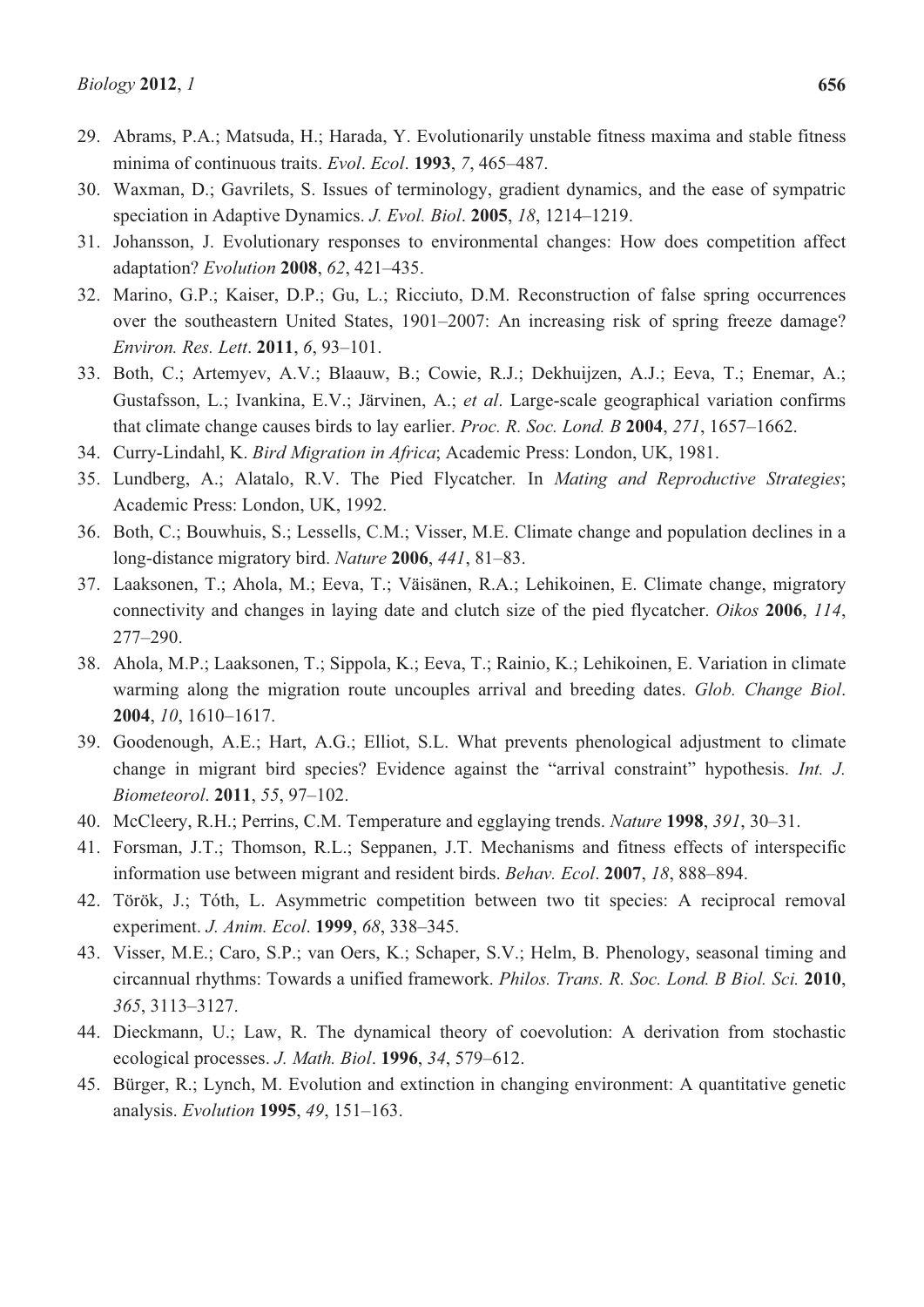29. Abrams, P.A.; Matsuda, H.; Harada, Y. Evolutionarily unstable fitness maxima and stable fitness minima of continuous traits. *Evol. Ecol.* **1993**, *7*, 465–487.
30. Waxman, D.; Gavrilets, S. Issues of terminology, gradient dynamics, and the ease of sympatric speciation in Adaptive Dynamics. *J. Evol. Biol.* **2005**, *18*, 1214–1219.
31. Johansson, J. Evolutionary responses to environmental changes: How does competition affect adaptation? *Evolution* **2008**, *62*, 421–435.
32. Marino, G.P.; Kaiser, D.P.; Gu, L.; Ricciuto, D.M. Reconstruction of false spring occurrences over the southeastern United States, 1901–2007: An increasing risk of spring freeze damage? *Environ. Res. Lett.* **2011**, *6*, 93–101.
33. Both, C.; Artemyev, A.V.; Blaauw, B.; Cowie, R.J.; Dekhuijzen, A.J.; Eeva, T.; Enemar, A.; Gustafsson, L.; Ivankina, E.V.; Järvinen, A.; *et al*. Large-scale geographical variation confirms that climate change causes birds to lay earlier. *Proc. R. Soc. Lond. B* **2004**, *271*, 1657–1662.
34. Curry-Lindahl, K. *Bird Migration in Africa*; Academic Press: London, UK, 1981.
35. Lundberg, A.; Alatalo, R.V. The Pied Flycatcher. In *Mating and Reproductive Strategies*; Academic Press: London, UK, 1992.
36. Both, C.; Bouwhuis, S.; Lessells, C.M.; Visser, M.E. Climate change and population declines in a long-distance migratory bird. *Nature* **2006**, *441*, 81–83.
37. Laaksonen, T.; Ahola, M.; Eeva, T.; Väisänen, R.A.; Lehikoinen, E. Climate change, migratory connectivity and changes in laying date and clutch size of the pied flycatcher. *Oikos* **2006**, *114*, 277–290.
38. Ahola, M.P.; Laaksonen, T.; Sippola, K.; Eeva, T.; Rainio, K.; Lehikoinen, E. Variation in climate warming along the migration route uncouples arrival and breeding dates. *Glob. Change Biol.* **2004**, *10*, 1610–1617.
39. Goodenough, A.E.; Hart, A.G.; Elliot, S.L. What prevents phenological adjustment to climate change in migrant bird species? Evidence against the "arrival constraint" hypothesis. *Int. J. Biometeorol.* **2011**, *55*, 97–102.
40. McCleery, R.H.; Perrins, C.M. Temperature and egglaying trends. *Nature* **1998**, *391*, 30–31.
41. Forsman, J.T.; Thomson, R.L.; Seppanen, J.T. Mechanisms and fitness effects of interspecific information use between migrant and resident birds. *Behav. Ecol.* **2007**, *18*, 888–894.
42. Török, J.; Tóth, L. Asymmetric competition between two tit species: A reciprocal removal experiment. *J. Anim. Ecol.* **1999**, *68*, 338–345.
43. Visser, M.E.; Caro, S.P.; van Oers, K.; Schaper, S.V.; Helm, B. Phenology, seasonal timing and circannual rhythms: Towards a unified framework. *Philos. Trans. R. Soc. Lond. B Biol. Sci.* **2010**, *365*, 3113–3127.
44. Dieckmann, U.; Law, R. The dynamical theory of coevolution: A derivation from stochastic ecological processes. *J. Math. Biol.* **1996**, *34*, 579–612.
45. Bürger, R.; Lynch, M. Evolution and extinction in changing environment: A quantitative genetic analysis. *Evolution* **1995**, *49*, 151–163.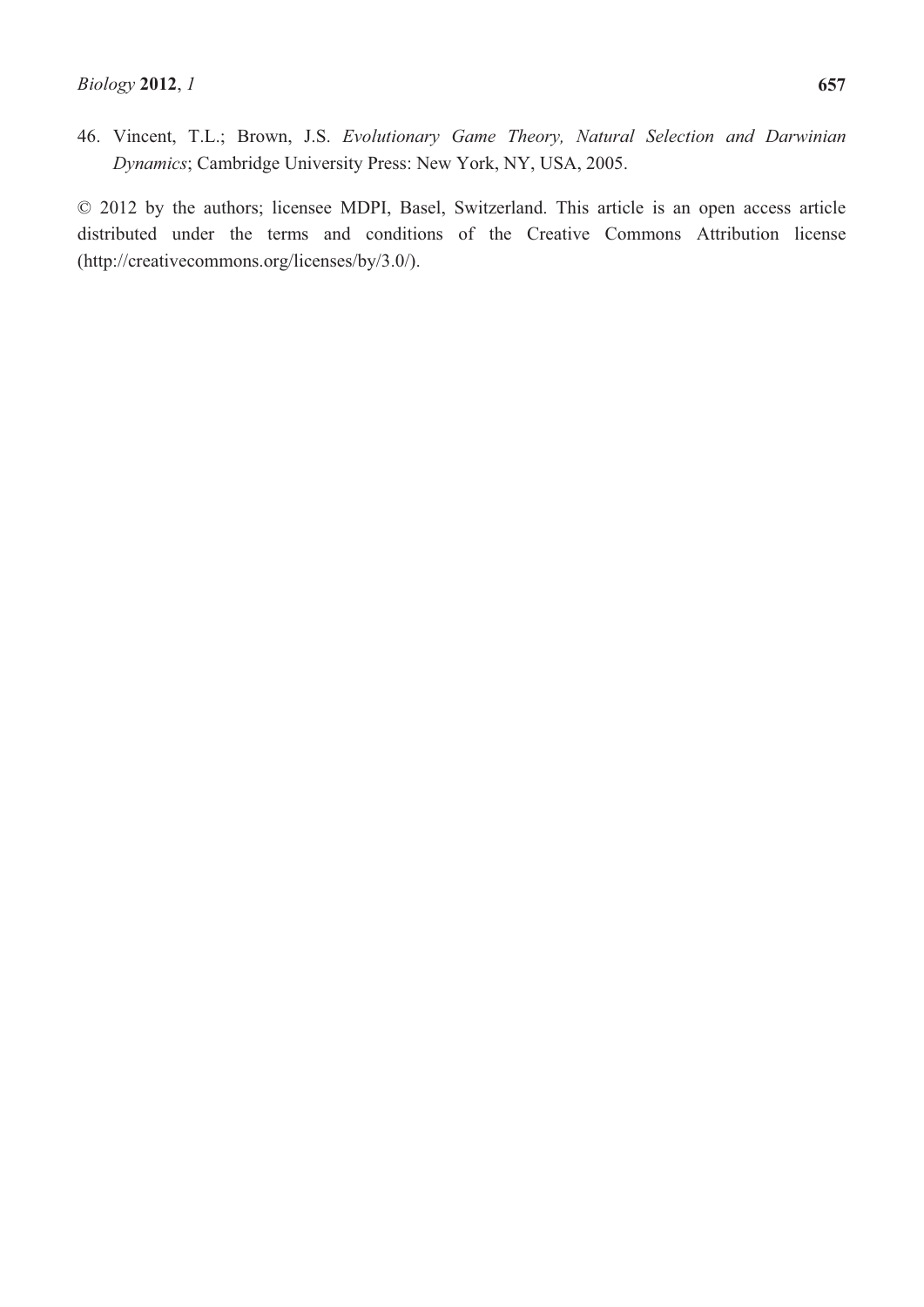46. Vincent, T.L.; Brown, J.S. *Evolutionary Game Theory, Natural Selection and Darwinian Dynamics*; Cambridge University Press: New York, NY, USA, 2005.

© 2012 by the authors; licensee MDPI, Basel, Switzerland. This article is an open access article distributed under the terms and conditions of the Creative Commons Attribution license (http://creativecommons.org/licenses/by/3.0/).